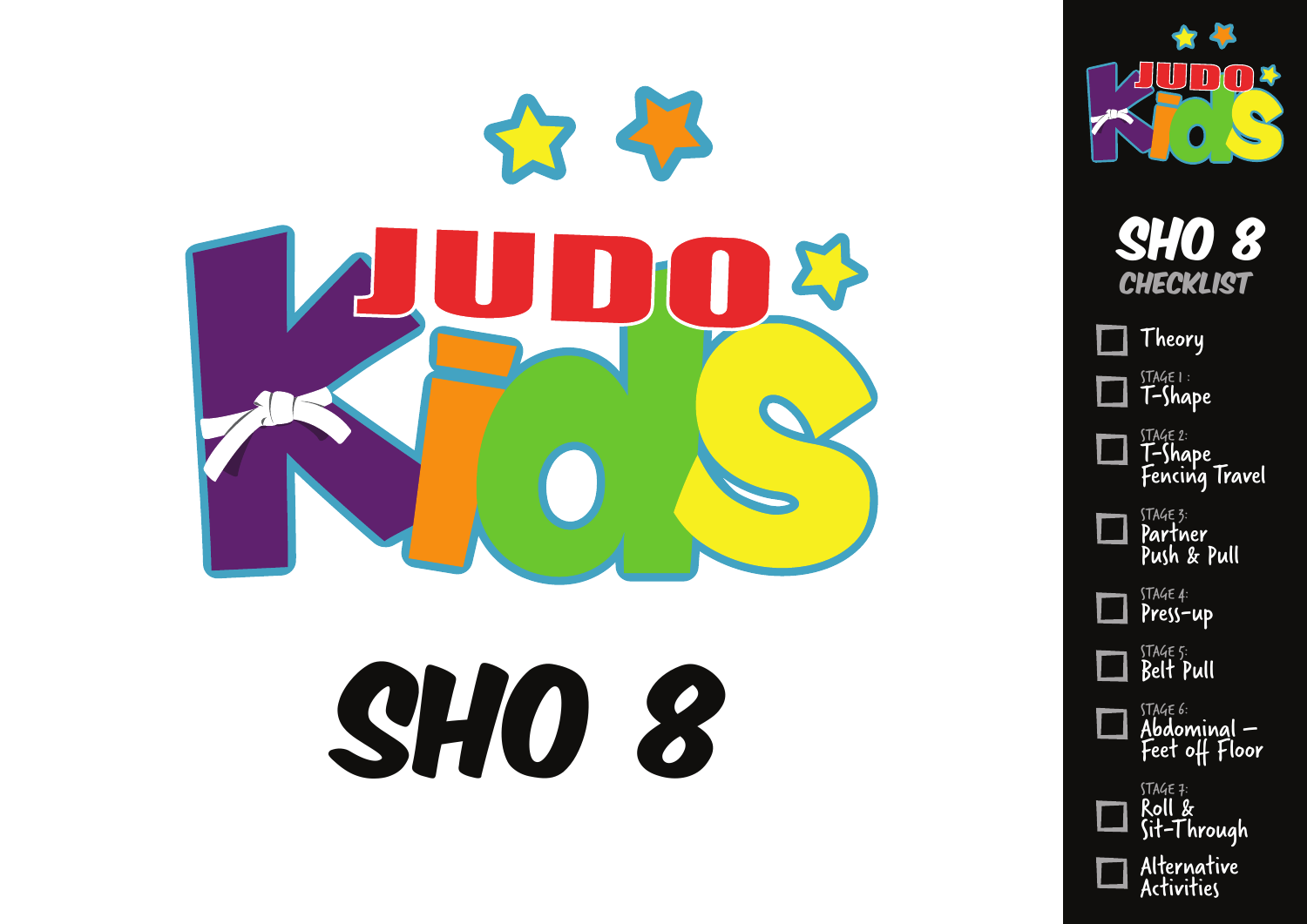# JUDO Kids

# SHO 8

## SHO 8 CHECKLIST

- [ ] Theory
- [ ] STAGE 1: T-Shape
- [ ] STAGE 2: T-Shape Fencing Travel
- [ ] STAGE 3: Partner Push & Pull
- [ ] STAGE 4: Press-up
- [ ] STAGE 5: Belt Pull
- [ ] STAGE 6: Abdominal – Feet off Floor
- [ ] STAGE 7: Roll & Sit-Through
- [ ] Alternative Activities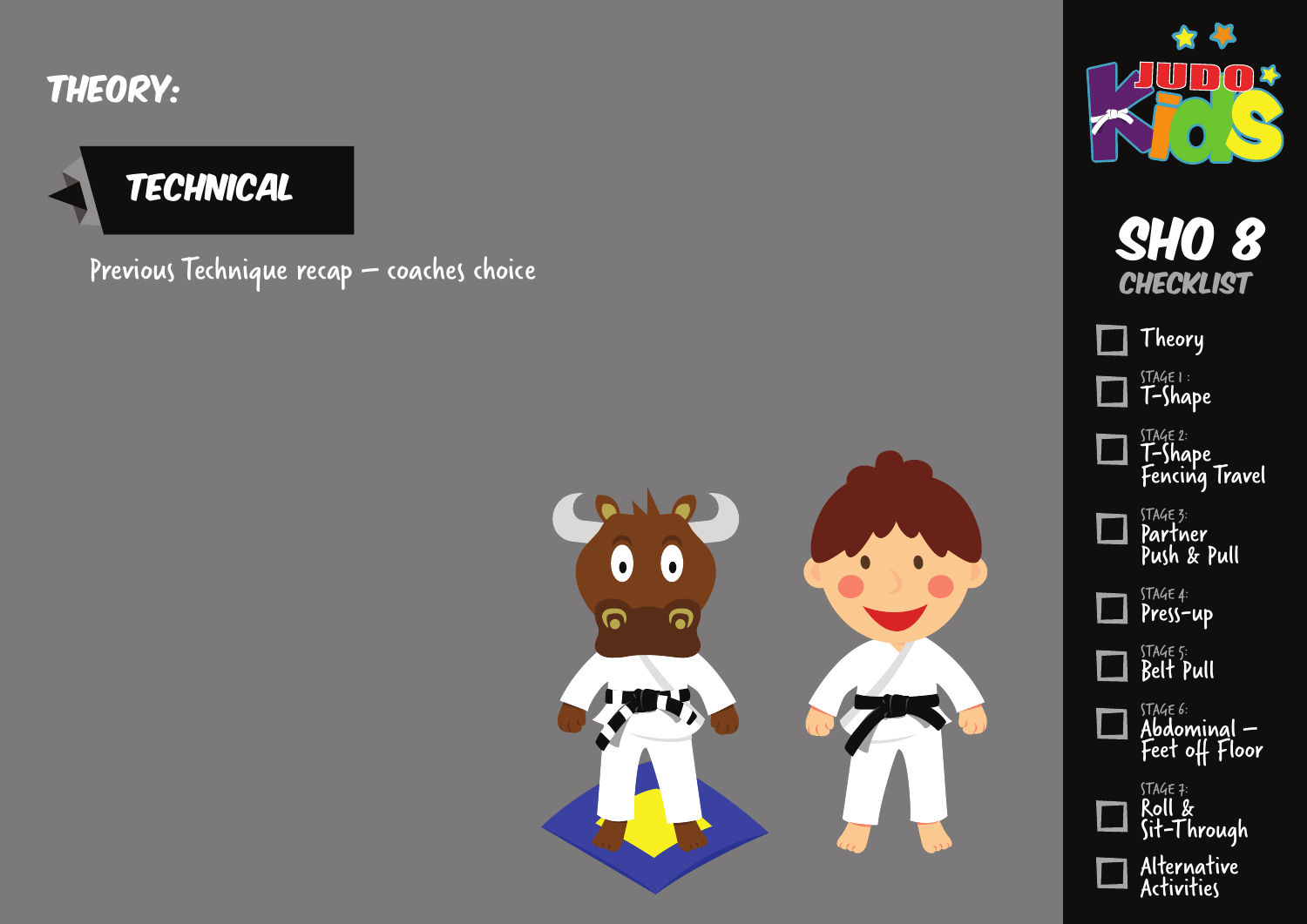# THEORY:

## TECHNICAL

Previous Technique recap – coaches choice

JUDO Kids

## SHO 8 CHECKLIST

- [ ] Theory
- [ ] STAGE 1: T-Shape
- [ ] STAGE 2: T-Shape Fencing Travel
- [ ] STAGE 3: Partner Push & Pull
- [ ] STAGE 4: Press-up
- [ ] STAGE 5: Belt Pull
- [ ] STAGE 6: Abdominal – Feet off Floor
- [ ] STAGE 7: Roll & Sit-Through
- [ ] Alternative Activities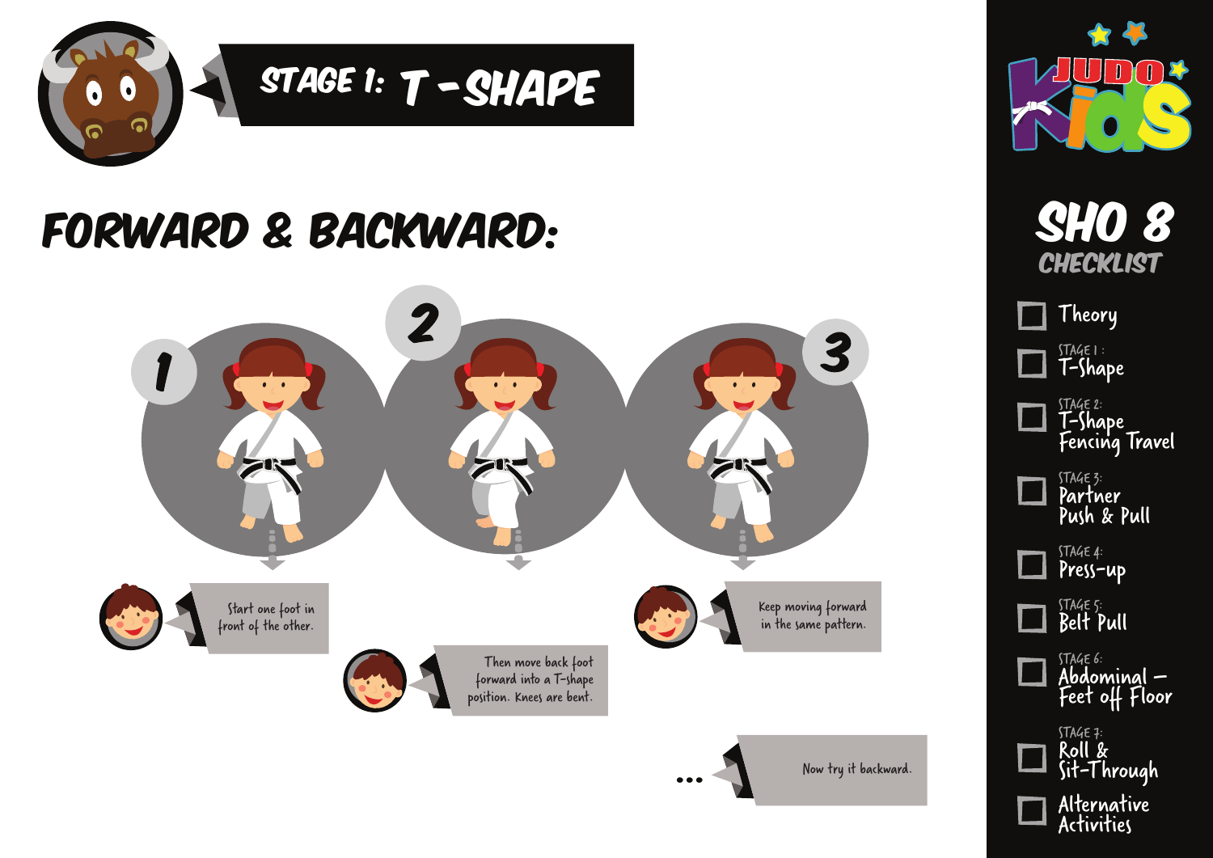# STAGE 1: T-SHAPE

## FORWARD & BACKWARD:

1. Start one foot in front of the other.
2. Then move back foot forward into a T-shape position. Knees are bent.
3. Keep moving forward in the same pattern.

... Now try it backward.

## SHO 8 CHECKLIST

- [ ] Theory
- [ ] STAGE 1: T-Shape
- [ ] STAGE 2: T-Shape Fencing Travel
- [ ] STAGE 3: Partner Push & Pull
- [ ] STAGE 4: Press-up
- [ ] STAGE 5: Belt Pull
- [ ] STAGE 6: Abdominal – Feet off Floor
- [ ] STAGE 7: Roll & Sit-Through
- [ ] Alternative Activities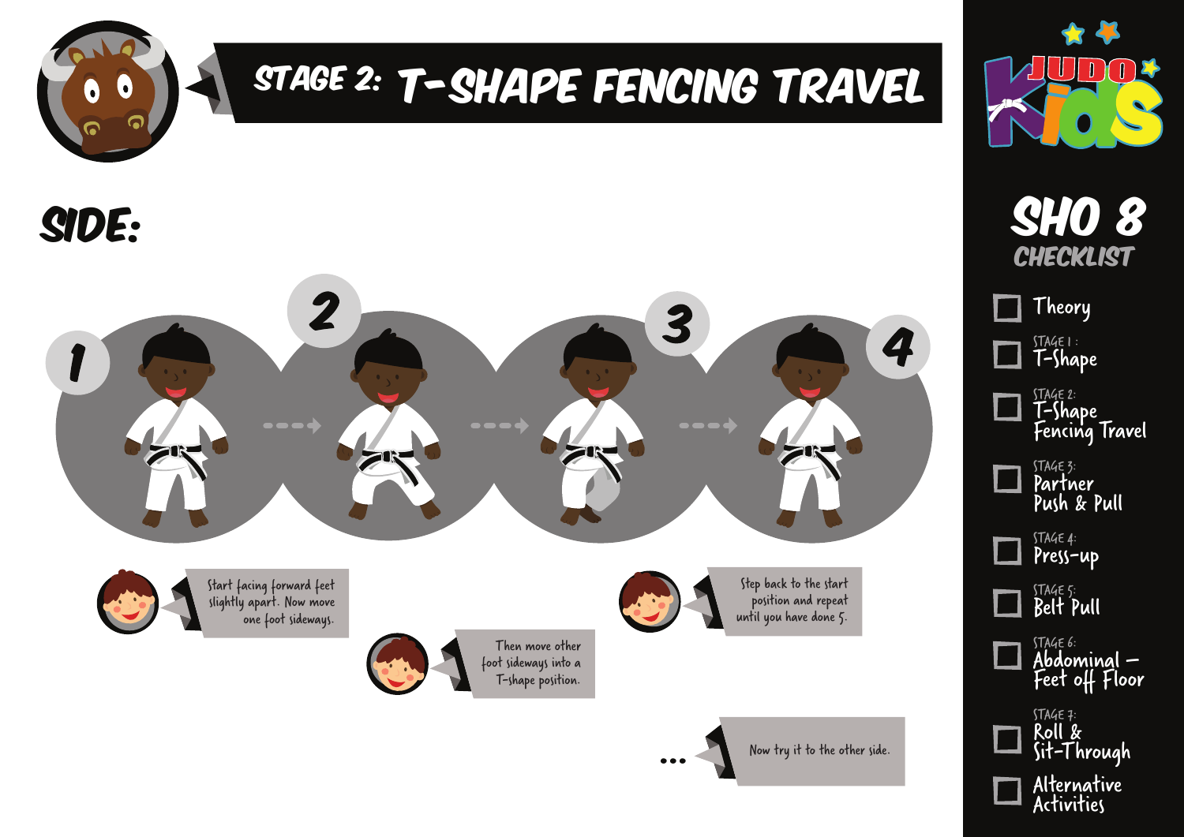# STAGE 2: T-SHAPE FENCING TRAVEL

## SIDE:

1 → 2 → 3 → 4

Start facing forward feet slightly apart. Now move one foot sideways.

Then move other foot sideways into a T-shape position.

Step back to the start position and repeat until you have done 5.

... Now try it to the other side.

---

**JUDO Kids**

## SHO 8 CHECKLIST

- [ ] Theory
- [ ] STAGE 1: T-Shape
- [ ] STAGE 2: T-Shape Fencing Travel
- [ ] STAGE 3: Partner Push & Pull
- [ ] STAGE 4: Press-up
- [ ] STAGE 5: Belt Pull
- [ ] STAGE 6: Abdominal – Feet off Floor
- [ ] STAGE 7: Roll & Sit-Through
- [ ] Alternative Activities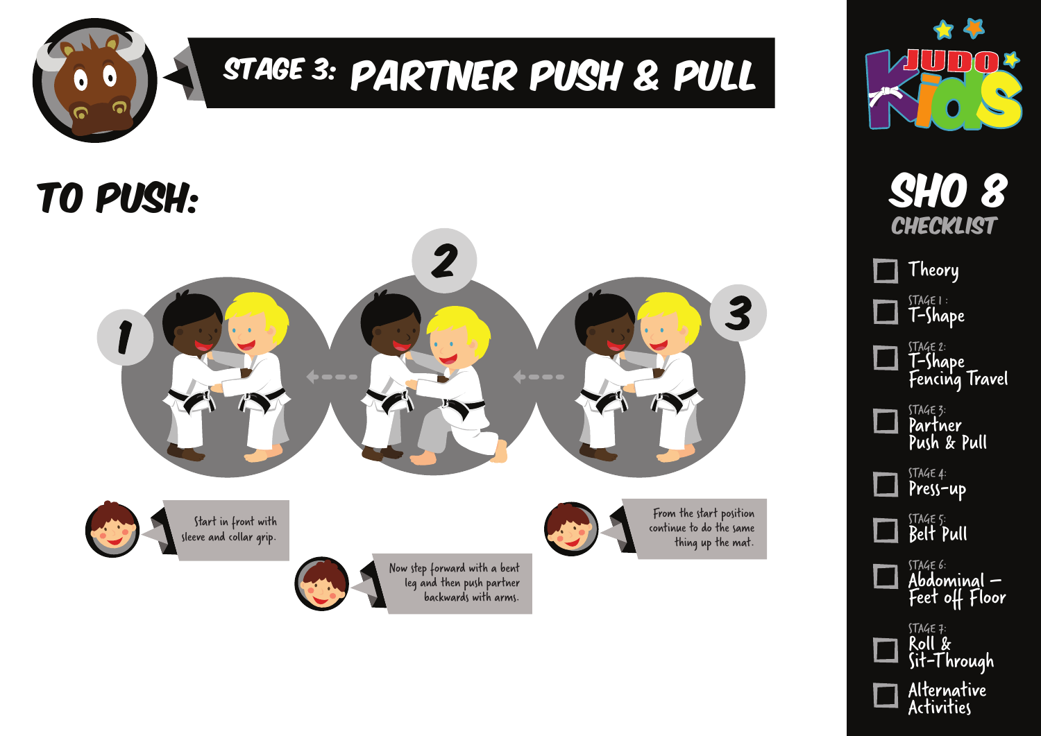# STAGE 3: PARTNER PUSH & PULL

## TO PUSH:

1. Start in front with sleeve and collar grip.
2. Now step forward with a bent leg and then push partner backwards with arms.
3. From the start position continue to do the same thing up the mat.

## SHO 8 CHECKLIST

- [ ] Theory
- [ ] STAGE 1: T-Shape
- [ ] STAGE 2: T-Shape Fencing Travel
- [ ] STAGE 3: Partner Push & Pull
- [ ] STAGE 4: Press-up
- [ ] STAGE 5: Belt Pull
- [ ] STAGE 6: Abdominal – Feet off Floor
- [ ] STAGE 7: Roll & Sit-Through
- [ ] Alternative Activities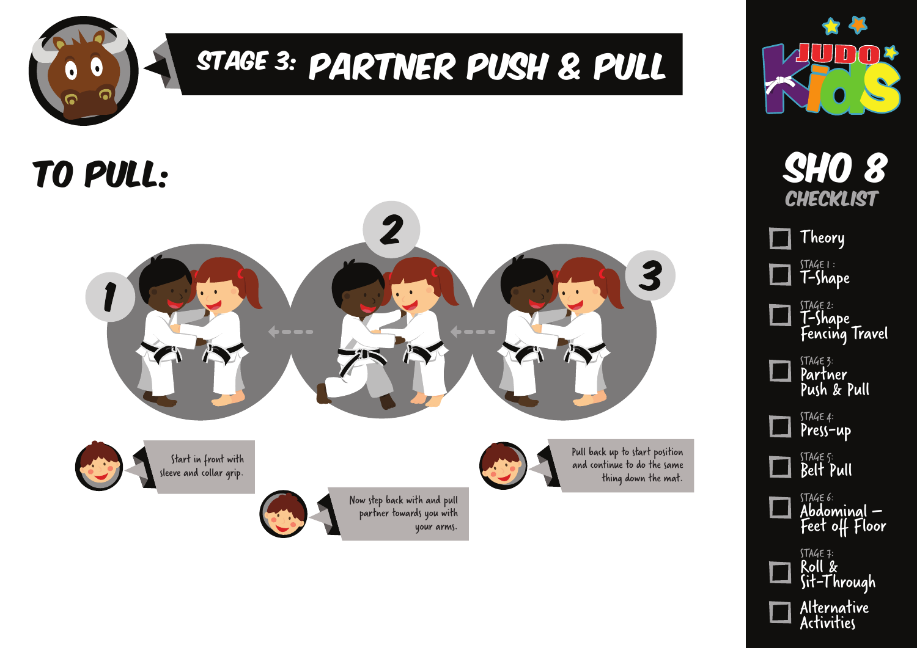# STAGE 3: PARTNER PUSH & PULL

## TO PULL:

1. Start in front with sleeve and collar grip.
2. Now step back with and pull partner towards you with your arms.
3. Pull back up to start position and continue to do the same thing down the mat.

## SHO 8 CHECKLIST

- Theory
- STAGE 1: T-Shape
- STAGE 2: T-Shape Fencing Travel
- STAGE 3: Partner Push & Pull
- STAGE 4: Press-up
- STAGE 5: Belt Pull
- STAGE 6: Abdominal – Feet off Floor
- STAGE 7: Roll & Sit-Through
- Alternative Activities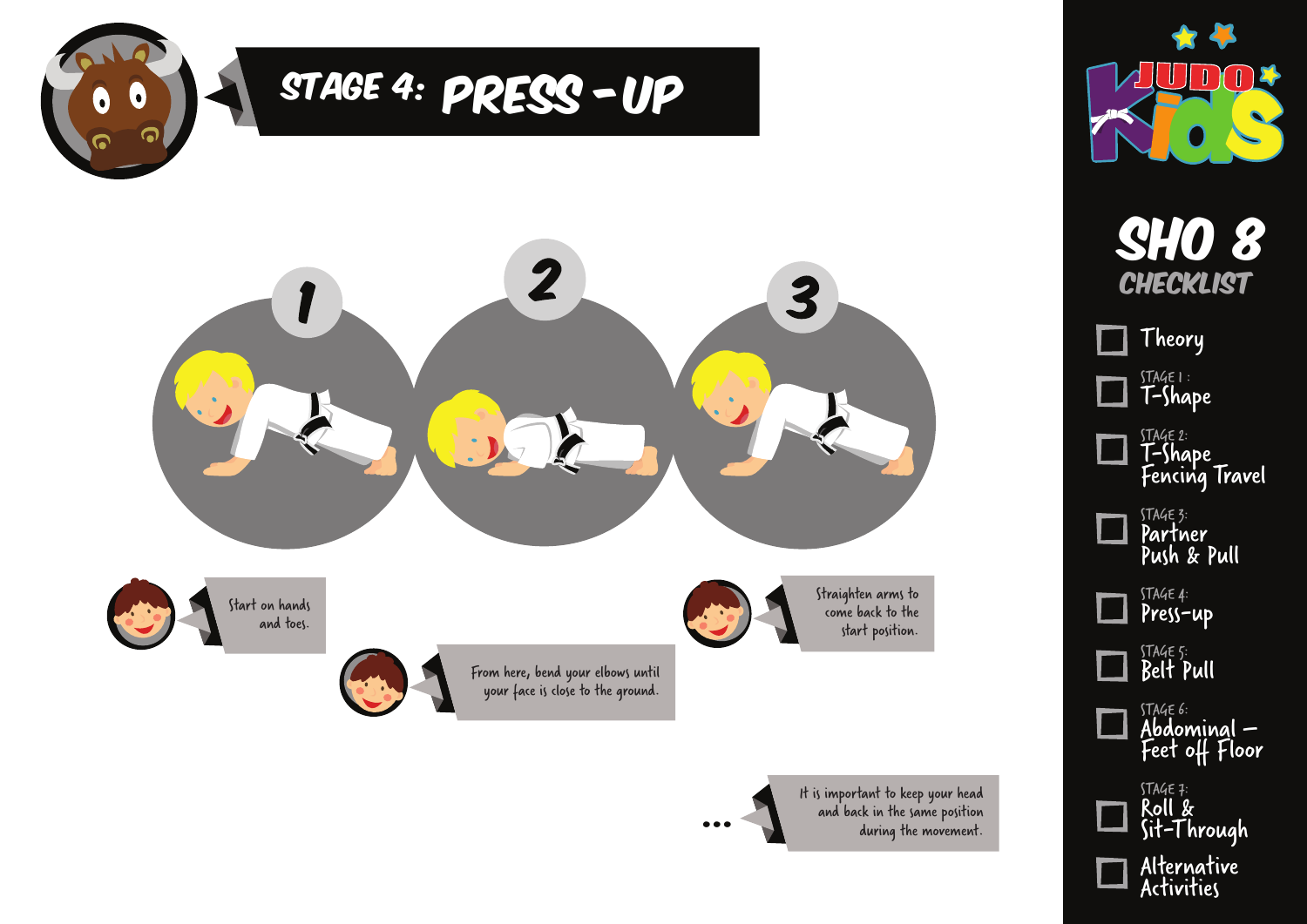# STAGE 4: PRESS-UP

1. Start on hands and toes.

2. From here, bend your elbows until your face is close to the ground.

3. Straighten arms to come back to the start position.

... It is important to keep your head and back in the same position during the movement.

## JUDO Kids

## SHO 8 CHECKLIST

- [ ] Theory
- [ ] STAGE 1: T-Shape
- [ ] STAGE 2: T-Shape Fencing Travel
- [ ] STAGE 3: Partner Push & Pull
- [ ] STAGE 4: Press-up
- [ ] STAGE 5: Belt Pull
- [ ] STAGE 6: Abdominal – Feet off Floor
- [ ] STAGE 7: Roll & Sit-Through
- [ ] Alternative Activities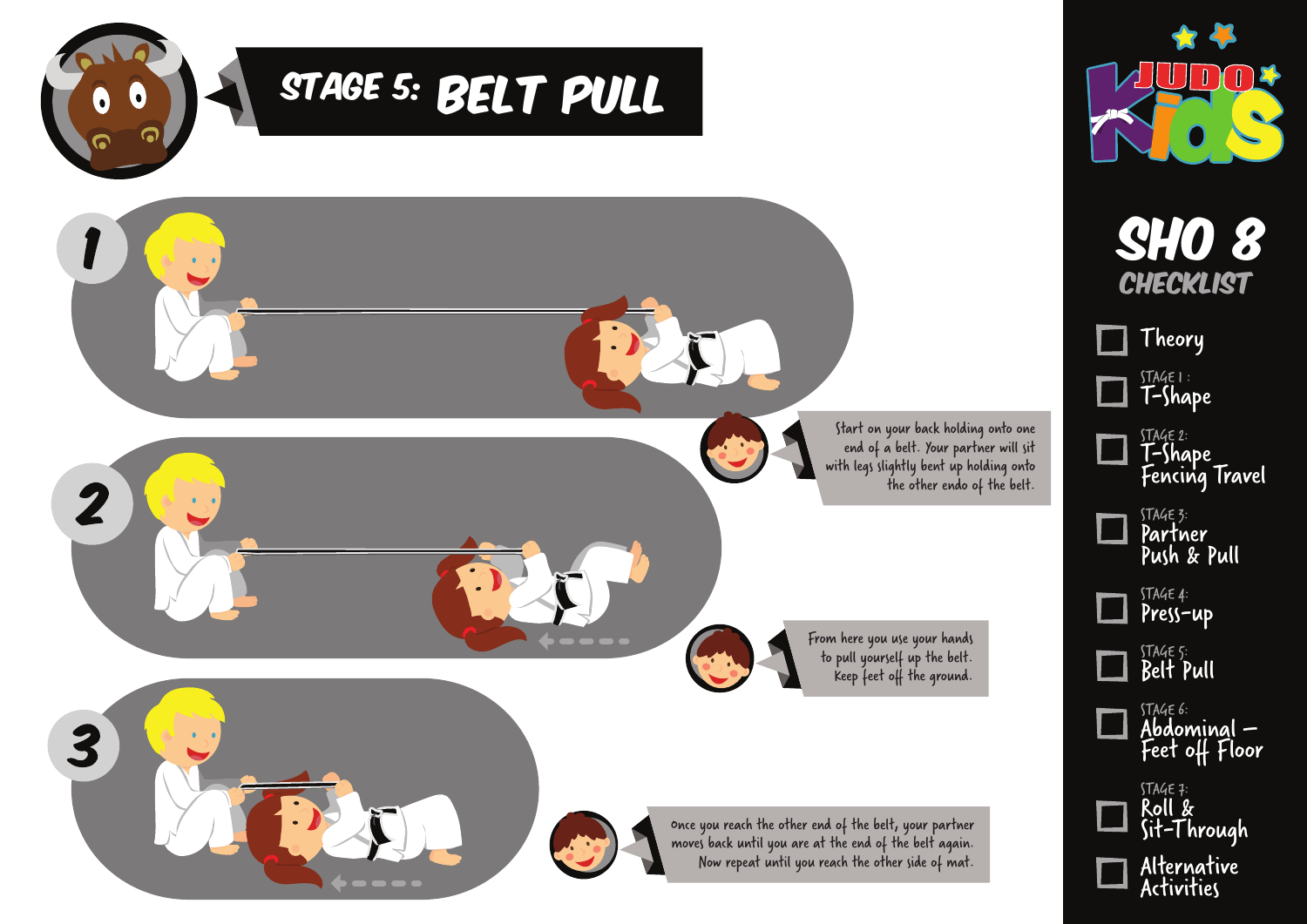# STAGE 5: BELT PULL

**1**

Start on your back holding onto one end of a belt. Your partner will sit with legs slightly bent up holding onto the other endo of the belt.

**2**

From here you use your hands to pull yourself up the belt. Keep feet off the ground.

**3**

Once you reach the other end of the belt, your partner moves back until you are at the end of the belt again. Now repeat until you reach the other side of mat.

JUDO Kids

## SHO 8 CHECKLIST

- ☐ Theory
- ☐ STAGE 1: T-Shape
- ☐ STAGE 2: T-Shape Fencing Travel
- ☐ STAGE 3: Partner Push & Pull
- ☐ STAGE 4: Press-up
- ☐ STAGE 5: Belt Pull
- ☐ STAGE 6: Abdominal – Feet off Floor
- ☐ STAGE 7: Roll & Sit-Through
- ☐ Alternative Activities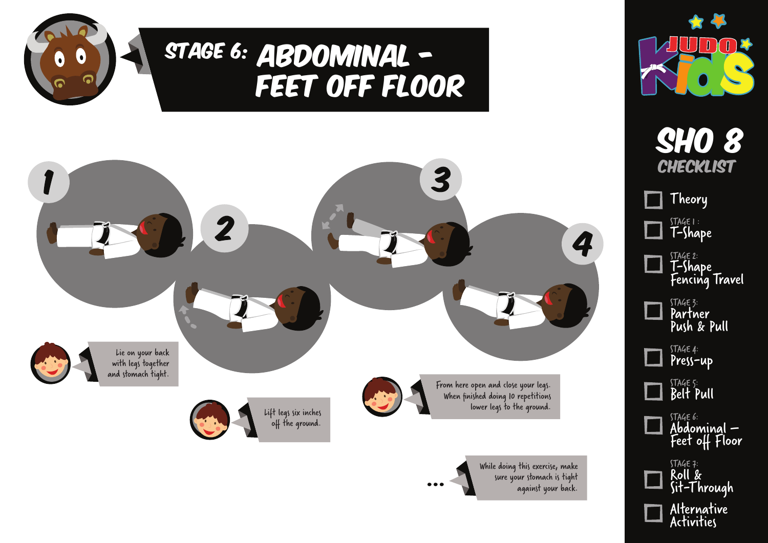# STAGE 6: ABDOMINAL – FEET OFF FLOOR

1. Lie on your back with legs together and stomach tight.
2. Lift legs six inches off the ground.
3. From here open and close your legs. When finished doing 10 repetitions lower legs to the ground.
4. ...While doing this exercise, make sure your stomach is tight against your back.

## SHO 8 CHECKLIST

- [ ] Theory
- [ ] STAGE 1: T-Shape
- [ ] STAGE 2: T-Shape Fencing Travel
- [ ] STAGE 3: Partner Push & Pull
- [ ] STAGE 4: Press-up
- [ ] STAGE 5: Belt Pull
- [ ] STAGE 6: Abdominal – Feet off Floor
- [ ] STAGE 7: Roll & Sit-Through
- [ ] Alternative Activities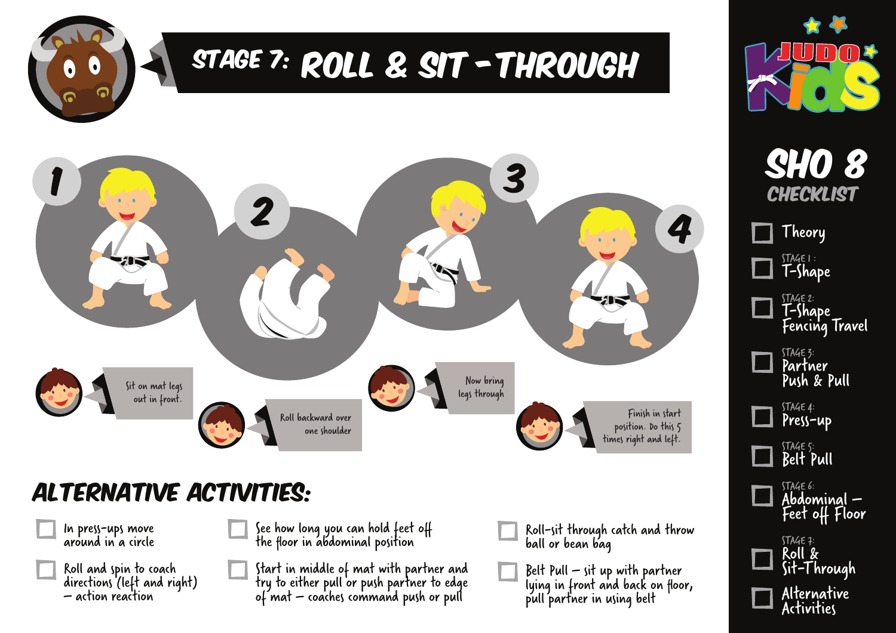# STAGE 7: ROLL & SIT-THROUGH

1. Sit on mat legs out in front.
2. Roll backward over one shoulder
3. Now bring legs through
4. Finish in start position. Do this 5 times right and left.

## ALTERNATIVE ACTIVITIES:

- [ ] In press-ups move around in a circle
- [ ] Roll and spin to coach directions (left and right) – action reaction
- [ ] See how long you can hold feet off the floor in abdominal position
- [ ] Start in middle of mat with partner and try to either pull or push partner to edge of mat – coaches command push or pull
- [ ] Roll-sit through catch and throw ball or bean bag
- [ ] Belt Pull – sit up with partner lying in front and back on floor, pull partner in using belt

JUDO Kids

## SHO 8 CHECKLIST

- [ ] Theory
- [ ] STAGE 1: T-Shape
- [ ] STAGE 2: T-Shape Fencing Travel
- [ ] STAGE 3: Partner Push & Pull
- [ ] STAGE 4: Press-up
- [ ] STAGE 5: Belt Pull
- [ ] STAGE 6: Abdominal – Feet off Floor
- [ ] STAGE 7: Roll & Sit-Through
- [ ] Alternative Activities